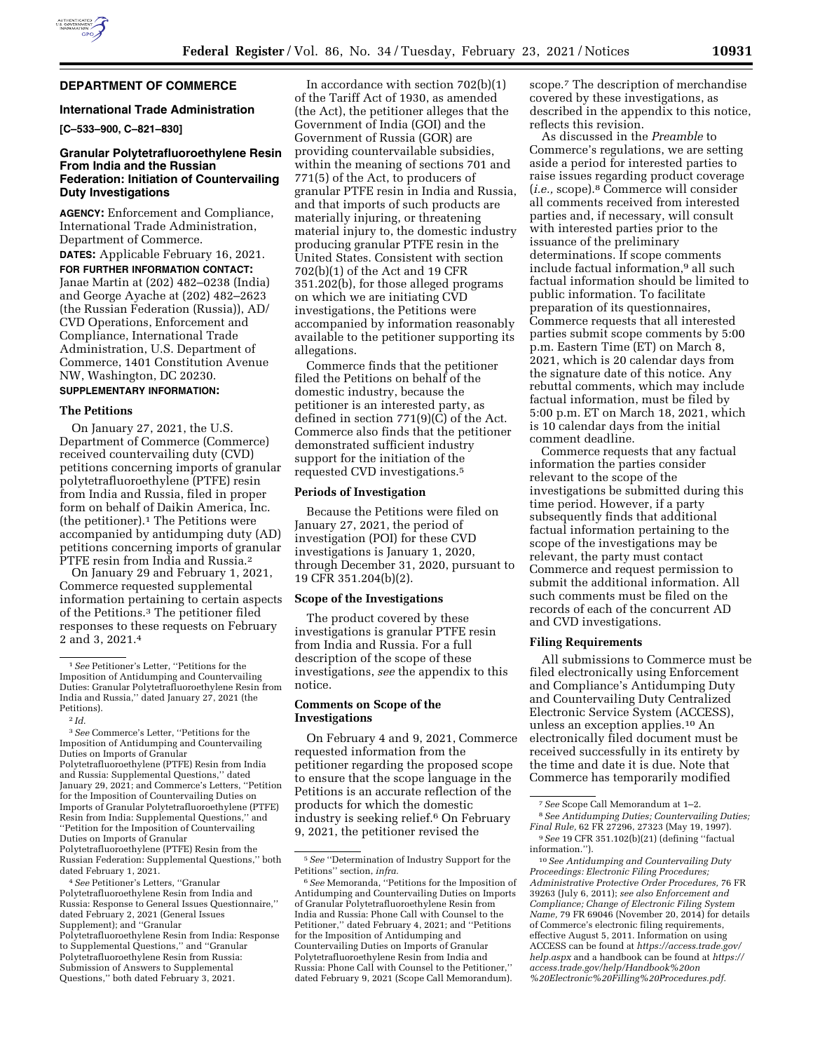## DEPARTMENT OF COMMERCE

### International Trade Administration

**[C–533–900, C–821–830]**

### Granular Polytetrafluoroethylene Resin From India and the Russian Federation: Initiation of Countervailing Duty Investigations

**AGENCY:** Enforcement and Compliance, International Trade Administration, Department of Commerce.

**DATES:** Applicable February 16, 2021.

**FOR FURTHER INFORMATION CONTACT:** Janae Martin at (202) 482–0238 (India) and George Ayache at (202) 482–2623 (the Russian Federation (Russia)), AD/CVD Operations, Enforcement and Compliance, International Trade Administration, U.S. Department of Commerce, 1401 Constitution Avenue NW, Washington, DC 20230.

**SUPPLEMENTARY INFORMATION:**

#### The Petitions

On January 27, 2021, the U.S. Department of Commerce (Commerce) received countervailing duty (CVD) petitions concerning imports of granular polytetrafluoroethylene (PTFE) resin from India and Russia, filed in proper form on behalf of Daikin America, Inc. (the petitioner).[1] The Petitions were accompanied by antidumping duty (AD) petitions concerning imports of granular PTFE resin from India and Russia.[2]

On January 29 and February 1, 2021, Commerce requested supplemental information pertaining to certain aspects of the Petitions.[3] The petitioner filed responses to these requests on February 2 and 3, 2021.[4]

In accordance with section 702(b)(1) of the Tariff Act of 1930, as amended (the Act), the petitioner alleges that the Government of India (GOI) and the Government of Russia (GOR) are providing countervailable subsidies, within the meaning of sections 701 and 771(5) of the Act, to producers of granular PTFE resin in India and Russia, and that imports of such products are materially injuring, or threatening material injury to, the domestic industry producing granular PTFE resin in the United States. Consistent with section 702(b)(1) of the Act and 19 CFR 351.202(b), for those alleged programs on which we are initiating CVD investigations, the Petitions were accompanied by information reasonably available to the petitioner supporting its allegations.

Commerce finds that the petitioner filed the Petitions on behalf of the domestic industry, because the petitioner is an interested party, as defined in section 771(9)(C) of the Act. Commerce also finds that the petitioner demonstrated sufficient industry support for the initiation of the requested CVD investigations.[5]

#### Periods of Investigation

Because the Petitions were filed on January 27, 2021, the period of investigation (POI) for these CVD investigations is January 1, 2020, through December 31, 2020, pursuant to 19 CFR 351.204(b)(2).

#### Scope of the Investigations

The product covered by these investigations is granular PTFE resin from India and Russia. For a full description of the scope of these investigations, *see* the appendix to this notice.

#### Comments on Scope of the Investigations

On February 4 and 9, 2021, Commerce requested information from the petitioner regarding the proposed scope to ensure that the scope language in the Petitions is an accurate reflection of the products for which the domestic industry is seeking relief.[6] On February 9, 2021, the petitioner revised the scope.[7] The description of merchandise covered by these investigations, as described in the appendix to this notice, reflects this revision.

As discussed in the *Preamble* to Commerce's regulations, we are setting aside a period for interested parties to raise issues regarding product coverage (*i.e.,* scope).[8] Commerce will consider all comments received from interested parties and, if necessary, will consult with interested parties prior to the issuance of the preliminary determinations. If scope comments include factual information,[9] all such factual information should be limited to public information. To facilitate preparation of its questionnaires, Commerce requests that all interested parties submit scope comments by 5:00 p.m. Eastern Time (ET) on March 8, 2021, which is 20 calendar days from the signature date of this notice. Any rebuttal comments, which may include factual information, must be filed by 5:00 p.m. ET on March 18, 2021, which is 10 calendar days from the initial comment deadline.

Commerce requests that any factual information the parties consider relevant to the scope of the investigations be submitted during this time period. However, if a party subsequently finds that additional factual information pertaining to the scope of the investigations may be relevant, the party must contact Commerce and request permission to submit the additional information. All such comments must be filed on the records of each of the concurrent AD and CVD investigations.

#### Filing Requirements

All submissions to Commerce must be filed electronically using Enforcement and Compliance's Antidumping Duty and Countervailing Duty Centralized Electronic Service System (ACCESS), unless an exception applies.[10] An electronically filed document must be received successfully in its entirety by the time and date it is due. Note that Commerce has temporarily modified

---

[1] *See* Petitioner's Letter, "Petitions for the Imposition of Antidumping and Countervailing Duties: Granular Polytetrafluoroethylene Resin from India and Russia," dated January 27, 2021 (the Petitions).

[2] *Id.*

[3] *See* Commerce's Letter, "Petitions for the Imposition of Antidumping and Countervailing Duties on Imports of Granular Polytetrafluoroethylene (PTFE) Resin from India and Russia: Supplemental Questions," dated January 29, 2021; and Commerce's Letters, "Petition for the Imposition of Countervailing Duties on Imports of Granular Polytetrafluoroethylene (PTFE) Resin from India: Supplemental Questions," and "Petition for the Imposition of Countervailing Duties on Imports of Granular Polytetrafluoroethylene (PTFE) Resin from the Russian Federation: Supplemental Questions," both dated February 1, 2021.

[4] *See* Petitioner's Letters, "Granular Polytetrafluoroethylene Resin from India and Russia: Response to General Issues Questionnaire," dated February 2, 2021 (General Issues Supplement); and "Granular Polytetrafluoroethylene Resin from India: Response to Supplemental Questions," and "Granular Polytetrafluoroethylene Resin from Russia: Submission of Answers to Supplemental Questions," both dated February 3, 2021.

[5] *See* "Determination of Industry Support for the Petitions" section, *infra.*

[6] *See* Memoranda, "Petitions for the Imposition of Antidumping and Countervailing Duties on Imports of Granular Polytetrafluoroethylene Resin from India and Russia: Phone Call with Counsel to the Petitioner," dated February 4, 2021; and "Petitions for the Imposition of Antidumping and Countervailing Duties on Imports of Granular Polytetrafluoroethylene Resin from India and Russia: Phone Call with Counsel to the Petitioner," dated February 9, 2021 (Scope Call Memorandum).

[7] *See* Scope Call Memorandum at 1–2.

[8] *See Antidumping Duties; Countervailing Duties; Final Rule,* 62 FR 27296, 27323 (May 19, 1997).

[9] *See* 19 CFR 351.102(b)(21) (defining "factual information.").

[10] *See Antidumping and Countervailing Duty Proceedings: Electronic Filing Procedures; Administrative Protective Order Procedures,* 76 FR 39263 (July 6, 2011); *see also Enforcement and Compliance; Change of Electronic Filing System Name,* 79 FR 69046 (November 20, 2014) for details of Commerce's electronic filing requirements, effective August 5, 2011. Information on using ACCESS can be found at *https://access.trade.gov/help.aspx* and a handbook can be found at *https://access.trade.gov/help/Handbook%20on%20Electronic%20Filling%20Procedures.pdf.*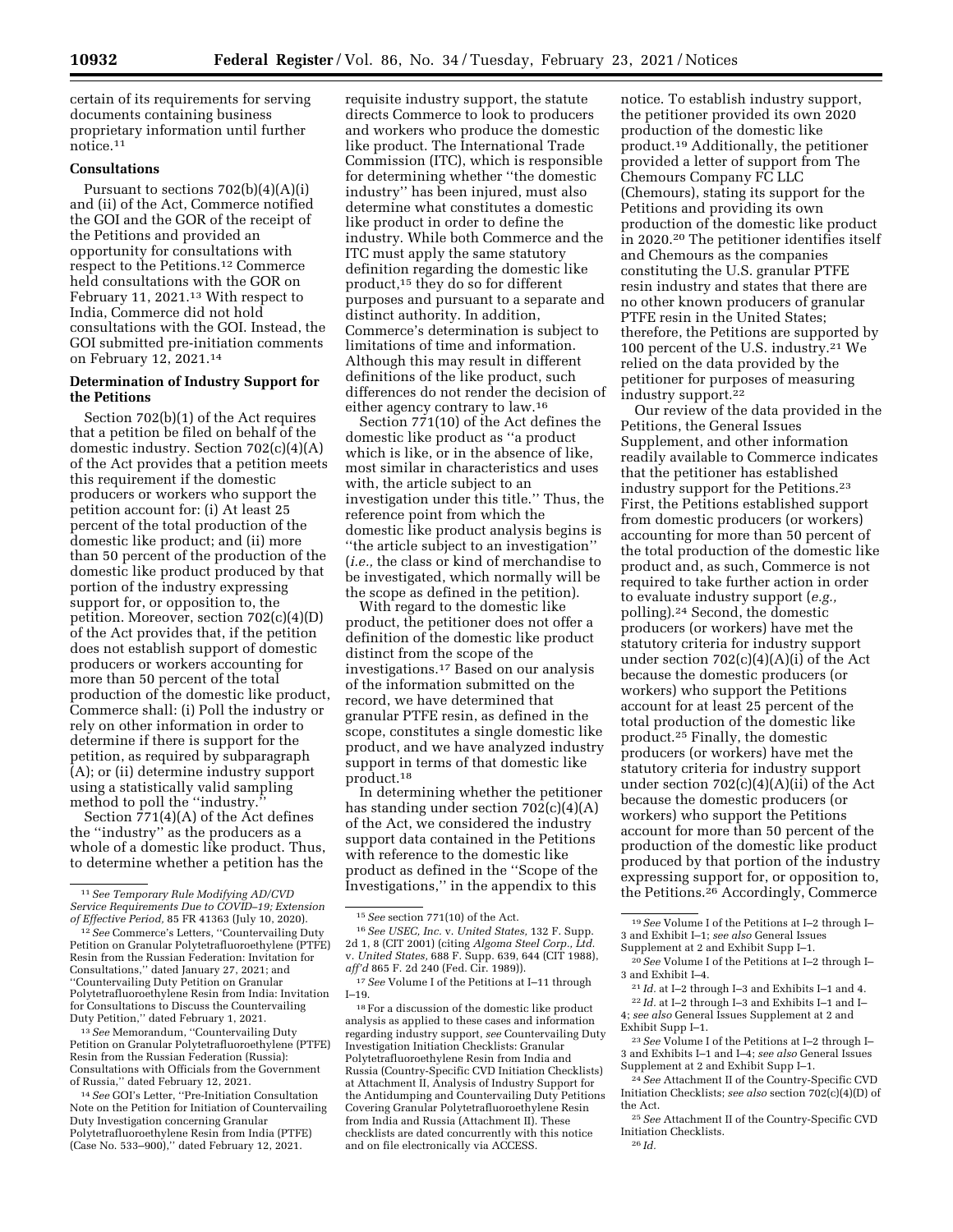certain of its requirements for serving documents containing business proprietary information until further notice.[11]

### Consultations

Pursuant to sections 702(b)(4)(A)(i) and (ii) of the Act, Commerce notified the GOI and the GOR of the receipt of the Petitions and provided an opportunity for consultations with respect to the Petitions.[12] Commerce held consultations with the GOR on February 11, 2021.[13] With respect to India, Commerce did not hold consultations with the GOI. Instead, the GOI submitted pre-initiation comments on February 12, 2021.[14]

### Determination of Industry Support for the Petitions

Section 702(b)(1) of the Act requires that a petition be filed on behalf of the domestic industry. Section 702(c)(4)(A) of the Act provides that a petition meets this requirement if the domestic producers or workers who support the petition account for: (i) At least 25 percent of the total production of the domestic like product; and (ii) more than 50 percent of the production of the domestic like product produced by that portion of the industry expressing support for, or opposition to, the petition. Moreover, section 702(c)(4)(D) of the Act provides that, if the petition does not establish support of domestic producers or workers accounting for more than 50 percent of the total production of the domestic like product, Commerce shall: (i) Poll the industry or rely on other information in order to determine if there is support for the petition, as required by subparagraph (A); or (ii) determine industry support using a statistically valid sampling method to poll the ''industry.''

Section 771(4)(A) of the Act defines the ''industry'' as the producers as a whole of a domestic like product. Thus, to determine whether a petition has the requisite industry support, the statute directs Commerce to look to producers and workers who produce the domestic like product. The International Trade Commission (ITC), which is responsible for determining whether ''the domestic industry'' has been injured, must also determine what constitutes a domestic like product in order to define the industry. While both Commerce and the ITC must apply the same statutory definition regarding the domestic like product,[15] they do so for different purposes and pursuant to a separate and distinct authority. In addition, Commerce's determination is subject to limitations of time and information. Although this may result in different definitions of the like product, such differences do not render the decision of either agency contrary to law.[16]

Section 771(10) of the Act defines the domestic like product as ''a product which is like, or in the absence of like, most similar in characteristics and uses with, the article subject to an investigation under this title.'' Thus, the reference point from which the domestic like product analysis begins is ''the article subject to an investigation'' (*i.e.,* the class or kind of merchandise to be investigated, which normally will be the scope as defined in the petition).

With regard to the domestic like product, the petitioner does not offer a definition of the domestic like product distinct from the scope of the investigations.[17] Based on our analysis of the information submitted on the record, we have determined that granular PTFE resin, as defined in the scope, constitutes a single domestic like product, and we have analyzed industry support in terms of that domestic like product.[18]

In determining whether the petitioner has standing under section 702(c)(4)(A) of the Act, we considered the industry support data contained in the Petitions with reference to the domestic like product as defined in the ''Scope of the Investigations,'' in the appendix to this notice. To establish industry support, the petitioner provided its own 2020 production of the domestic like product.[19] Additionally, the petitioner provided a letter of support from The Chemours Company FC LLC (Chemours), stating its support for the Petitions and providing its own production of the domestic like product in 2020.[20] The petitioner identifies itself and Chemours as the companies constituting the U.S. granular PTFE resin industry and states that there are no other known producers of granular PTFE resin in the United States; therefore, the Petitions are supported by 100 percent of the U.S. industry.[21] We relied on the data provided by the petitioner for purposes of measuring industry support.[22]

Our review of the data provided in the Petitions, the General Issues Supplement, and other information readily available to Commerce indicates that the petitioner has established industry support for the Petitions.[23] First, the Petitions established support from domestic producers (or workers) accounting for more than 50 percent of the total production of the domestic like product and, as such, Commerce is not required to take further action in order to evaluate industry support (*e.g.,* polling).[24] Second, the domestic producers (or workers) have met the statutory criteria for industry support under section 702(c)(4)(A)(i) of the Act because the domestic producers (or workers) who support the Petitions account for at least 25 percent of the total production of the domestic like product.[25] Finally, the domestic producers (or workers) have met the statutory criteria for industry support under section 702(c)(4)(A)(ii) of the Act because the domestic producers (or workers) who support the Petitions account for more than 50 percent of the production of the domestic like product produced by that portion of the industry expressing support for, or opposition to, the Petitions.[26] Accordingly, Commerce

---

[11] *See Temporary Rule Modifying AD/CVD Service Requirements Due to COVID–19; Extension of Effective Period,* 85 FR 41363 (July 10, 2020).

[12] *See* Commerce's Letters, ''Countervailing Duty Petition on Granular Polytetrafluoroethylene (PTFE) Resin from the Russian Federation: Invitation for Consultations,'' dated January 27, 2021; and ''Countervailing Duty Petition on Granular Polytetrafluoroethylene Resin from India: Invitation for Consultations to Discuss the Countervailing Duty Petition,'' dated February 1, 2021.

[13] *See* Memorandum, ''Countervailing Duty Petition on Granular Polytetrafluoroethylene (PTFE) Resin from the Russian Federation (Russia): Consultations with Officials from the Government of Russia,'' dated February 12, 2021.

[14] *See* GOI's Letter, ''Pre-Initiation Consultation Note on the Petition for Initiation of Countervailing Duty Investigation concerning Granular Polytetrafluoroethylene Resin from India (PTFE) (Case No. 533–900),'' dated February 12, 2021.

[15] *See* section 771(10) of the Act.

[16] *See USEC, Inc.* v. *United States,* 132 F. Supp. 2d 1, 8 (CIT 2001) (citing *Algoma Steel Corp., Ltd.* v. *United States,* 688 F. Supp. 639, 644 (CIT 1988), *aff'd* 865 F. 2d 240 (Fed. Cir. 1989)).

[17] *See* Volume I of the Petitions at I–11 through I–19.

[18] For a discussion of the domestic like product analysis as applied to these cases and information regarding industry support, *see* Countervailing Duty Investigation Initiation Checklists: Granular Polytetrafluoroethylene Resin from India and Russia (Country-Specific CVD Initiation Checklists) at Attachment II, Analysis of Industry Support for the Antidumping and Countervailing Duty Petitions Covering Granular Polytetrafluoroethylene Resin from India and Russia (Attachment II). These checklists are dated concurrently with this notice and on file electronically via ACCESS.

[19] *See* Volume I of the Petitions at I–2 through I–3 and Exhibit I–1; *see also* General Issues Supplement at 2 and Exhibit Supp I–1.

[20] *See* Volume I of the Petitions at I–2 through I–3 and Exhibit I–4.

[21] *Id.* at I–2 through I–3 and Exhibits I–1 and 4.

[22] *Id.* at I–2 through I–3 and Exhibits I–1 and I–4; *see also* General Issues Supplement at 2 and Exhibit Supp I–1.

[23] *See* Volume I of the Petitions at I–2 through I–3 and Exhibits I–1 and I–4; *see also* General Issues Supplement at 2 and Exhibit Supp I–1.

[24] *See* Attachment II of the Country-Specific CVD Initiation Checklists; *see also* section 702(c)(4)(D) of the Act.

[25] *See* Attachment II of the Country-Specific CVD Initiation Checklists.

[26] *Id.*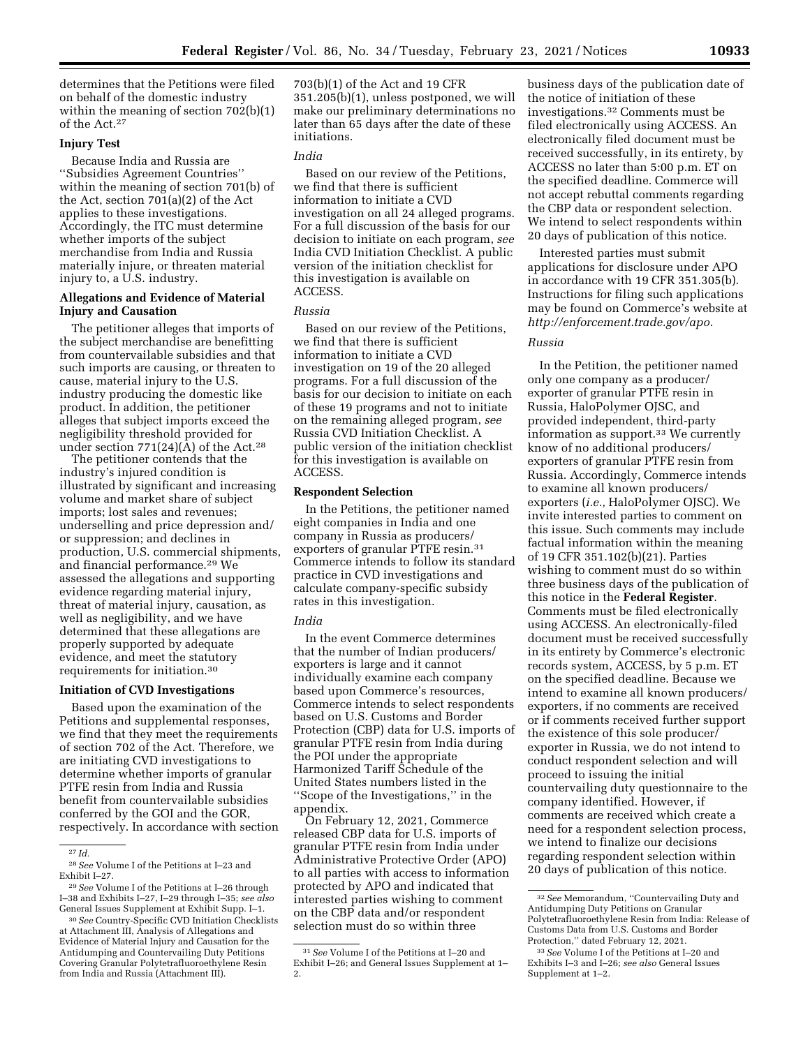determines that the Petitions were filed on behalf of the domestic industry within the meaning of section 702(b)(1) of the Act.[27]

### Injury Test

Because India and Russia are ''Subsidies Agreement Countries'' within the meaning of section 701(b) of the Act, section 701(a)(2) of the Act applies to these investigations. Accordingly, the ITC must determine whether imports of the subject merchandise from India and Russia materially injure, or threaten material injury to, a U.S. industry.

### Allegations and Evidence of Material Injury and Causation

The petitioner alleges that imports of the subject merchandise are benefitting from countervailable subsidies and that such imports are causing, or threaten to cause, material injury to the U.S. industry producing the domestic like product. In addition, the petitioner alleges that subject imports exceed the negligibility threshold provided for under section 771(24)(A) of the Act.[28]

The petitioner contends that the industry's injured condition is illustrated by significant and increasing volume and market share of subject imports; lost sales and revenues; underselling and price depression and/or suppression; and declines in production, U.S. commercial shipments, and financial performance.[29] We assessed the allegations and supporting evidence regarding material injury, threat of material injury, causation, as well as negligibility, and we have determined that these allegations are properly supported by adequate evidence, and meet the statutory requirements for initiation.[30]

### Initiation of CVD Investigations

Based upon the examination of the Petitions and supplemental responses, we find that they meet the requirements of section 702 of the Act. Therefore, we are initiating CVD investigations to determine whether imports of granular PTFE resin from India and Russia benefit from countervailable subsidies conferred by the GOI and the GOR, respectively. In accordance with section 703(b)(1) of the Act and 19 CFR 351.205(b)(1), unless postponed, we will make our preliminary determinations no later than 65 days after the date of these initiations.

*India*

Based on our review of the Petitions, we find that there is sufficient information to initiate a CVD investigation on all 24 alleged programs. For a full discussion of the basis for our decision to initiate on each program, *see* India CVD Initiation Checklist. A public version of the initiation checklist for this investigation is available on ACCESS.

*Russia*

Based on our review of the Petitions, we find that there is sufficient information to initiate a CVD investigation on 19 of the 20 alleged programs. For a full discussion of the basis for our decision to initiate on each of these 19 programs and not to initiate on the remaining alleged program, *see* Russia CVD Initiation Checklist. A public version of the initiation checklist for this investigation is available on ACCESS.

### Respondent Selection

In the Petitions, the petitioner named eight companies in India and one company in Russia as producers/exporters of granular PTFE resin.[31] Commerce intends to follow its standard practice in CVD investigations and calculate company-specific subsidy rates in this investigation.

*India*

In the event Commerce determines that the number of Indian producers/exporters is large and it cannot individually examine each company based upon Commerce's resources, Commerce intends to select respondents based on U.S. Customs and Border Protection (CBP) data for U.S. imports of granular PTFE resin from India during the POI under the appropriate Harmonized Tariff Schedule of the United States numbers listed in the ''Scope of the Investigations,'' in the appendix.

On February 12, 2021, Commerce released CBP data for U.S. imports of granular PTFE resin from India under Administrative Protective Order (APO) to all parties with access to information protected by APO and indicated that interested parties wishing to comment on the CBP data and/or respondent selection must do so within three business days of the publication date of the notice of initiation of these investigations.[32] Comments must be filed electronically using ACCESS. An electronically filed document must be received successfully, in its entirety, by ACCESS no later than 5:00 p.m. ET on the specified deadline. Commerce will not accept rebuttal comments regarding the CBP data or respondent selection. We intend to select respondents within 20 days of publication of this notice.

Interested parties must submit applications for disclosure under APO in accordance with 19 CFR 351.305(b). Instructions for filing such applications may be found on Commerce's website at *http://enforcement.trade.gov/apo.*

*Russia*

In the Petition, the petitioner named only one company as a producer/exporter of granular PTFE resin in Russia, HaloPolymer OJSC, and provided independent, third-party information as support.[33] We currently know of no additional producers/exporters of granular PTFE resin from Russia. Accordingly, Commerce intends to examine all known producers/exporters (*i.e.,* HaloPolymer OJSC). We invite interested parties to comment on this issue. Such comments may include factual information within the meaning of 19 CFR 351.102(b)(21). Parties wishing to comment must do so within three business days of the publication of this notice in the **Federal Register**. Comments must be filed electronically using ACCESS. An electronically-filed document must be received successfully in its entirety by Commerce's electronic records system, ACCESS, by 5 p.m. ET on the specified deadline. Because we intend to examine all known producers/exporters, if no comments are received or if comments received further support the existence of this sole producer/exporter in Russia, we do not intend to conduct respondent selection and will proceed to issuing the initial countervailing duty questionnaire to the company identified. However, if comments are received which create a need for a respondent selection process, we intend to finalize our decisions regarding respondent selection within 20 days of publication of this notice.

---

[27] *Id.*

[28] *See* Volume I of the Petitions at I–23 and Exhibit I–27.

[29] *See* Volume I of the Petitions at I–26 through I–38 and Exhibits I–27, I–29 through I–35; *see also* General Issues Supplement at Exhibit Supp. I–1.

[30] *See* Country-Specific CVD Initiation Checklists at Attachment III, Analysis of Allegations and Evidence of Material Injury and Causation for the Antidumping and Countervailing Duty Petitions Covering Granular Polytetrafluoroethylene Resin from India and Russia (Attachment III).

[31] *See* Volume I of the Petitions at I–20 and Exhibit I–26; and General Issues Supplement at 1–2.

[32] *See* Memorandum, ''Countervailing Duty and Antidumping Duty Petitions on Granular Polytetrafluoroethylene Resin from India: Release of Customs Data from U.S. Customs and Border Protection,'' dated February 12, 2021.

[33] *See* Volume I of the Petitions at I–20 and Exhibits I–3 and I–26; *see also* General Issues Supplement at 1–2.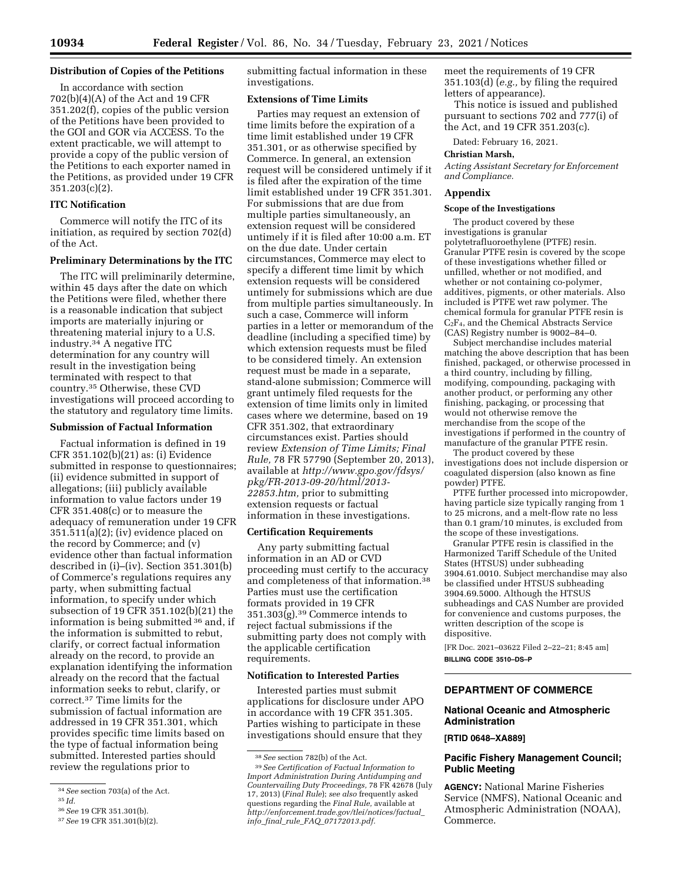### Distribution of Copies of the Petitions

In accordance with section 702(b)(4)(A) of the Act and 19 CFR 351.202(f), copies of the public version of the Petitions have been provided to the GOI and GOR via ACCESS. To the extent practicable, we will attempt to provide a copy of the public version of the Petitions to each exporter named in the Petitions, as provided under 19 CFR 351.203(c)(2).

### ITC Notification

Commerce will notify the ITC of its initiation, as required by section 702(d) of the Act.

### Preliminary Determinations by the ITC

The ITC will preliminarily determine, within 45 days after the date on which the Petitions were filed, whether there is a reasonable indication that subject imports are materially injuring or threatening material injury to a U.S. industry.[34] A negative ITC determination for any country will result in the investigation being terminated with respect to that country.[35] Otherwise, these CVD investigations will proceed according to the statutory and regulatory time limits.

### Submission of Factual Information

Factual information is defined in 19 CFR 351.102(b)(21) as: (i) Evidence submitted in response to questionnaires; (ii) evidence submitted in support of allegations; (iii) publicly available information to value factors under 19 CFR 351.408(c) or to measure the adequacy of remuneration under 19 CFR 351.511(a)(2); (iv) evidence placed on the record by Commerce; and (v) evidence other than factual information described in (i)–(iv). Section 351.301(b) of Commerce's regulations requires any party, when submitting factual information, to specify under which subsection of 19 CFR 351.102(b)(21) the information is being submitted[36] and, if the information is submitted to rebut, clarify, or correct factual information already on the record, to provide an explanation identifying the information already on the record that the factual information seeks to rebut, clarify, or correct.[37] Time limits for the submission of factual information are addressed in 19 CFR 351.301, which provides specific time limits based on the type of factual information being submitted. Interested parties should review the regulations prior to submitting factual information in these investigations.

### Extensions of Time Limits

Parties may request an extension of time limits before the expiration of a time limit established under 19 CFR 351.301, or as otherwise specified by Commerce. In general, an extension request will be considered untimely if it is filed after the expiration of the time limit established under 19 CFR 351.301. For submissions that are due from multiple parties simultaneously, an extension request will be considered untimely if it is filed after 10:00 a.m. ET on the due date. Under certain circumstances, Commerce may elect to specify a different time limit by which extension requests will be considered untimely for submissions which are due from multiple parties simultaneously. In such a case, Commerce will inform parties in a letter or memorandum of the deadline (including a specified time) by which extension requests must be filed to be considered timely. An extension request must be made in a separate, stand-alone submission; Commerce will grant untimely filed requests for the extension of time limits only in limited cases where we determine, based on 19 CFR 351.302, that extraordinary circumstances exist. Parties should review *Extension of Time Limits; Final Rule,* 78 FR 57790 (September 20, 2013), available at *http://www.gpo.gov/fdsys/pkg/FR-2013-09-20/html/2013-22853.htm,* prior to submitting extension requests or factual information in these investigations.

### Certification Requirements

Any party submitting factual information in an AD or CVD proceeding must certify to the accuracy and completeness of that information.[38] Parties must use the certification formats provided in 19 CFR 351.303(g).[39] Commerce intends to reject factual submissions if the submitting party does not comply with the applicable certification requirements.

### Notification to Interested Parties

Interested parties must submit applications for disclosure under APO in accordance with 19 CFR 351.305. Parties wishing to participate in these investigations should ensure that they meet the requirements of 19 CFR 351.103(d) (*e.g.,* by filing the required letters of appearance).

This notice is issued and published pursuant to sections 702 and 777(i) of the Act, and 19 CFR 351.203(c).

Dated: February 16, 2021.

**Christian Marsh,**

*Acting Assistant Secretary for Enforcement and Compliance.*

## Appendix

### Scope of the Investigations

The product covered by these investigations is granular polytetrafluoroethylene (PTFE) resin. Granular PTFE resin is covered by the scope of these investigations whether filled or unfilled, whether or not modified, and whether or not containing co-polymer, additives, pigments, or other materials. Also included is PTFE wet raw polymer. The chemical formula for granular PTFE resin is $C_2F_4$, and the Chemical Abstracts Service (CAS) Registry number is 9002–84–0.

Subject merchandise includes material matching the above description that has been finished, packaged, or otherwise processed in a third country, including by filling, modifying, compounding, packaging with another product, or performing any other finishing, packaging, or processing that would not otherwise remove the merchandise from the scope of the investigations if performed in the country of manufacture of the granular PTFE resin.

The product covered by these investigations does not include dispersion or coagulated dispersion (also known as fine powder) PTFE.

PTFE further processed into micropowder, having particle size typically ranging from 1 to 25 microns, and a melt-flow rate no less than 0.1 gram/10 minutes, is excluded from the scope of these investigations.

Granular PTFE resin is classified in the Harmonized Tariff Schedule of the United States (HTSUS) under subheading 3904.61.0010. Subject merchandise may also be classified under HTSUS subheading 3904.69.5000. Although the HTSUS subheadings and CAS Number are provided for convenience and customs purposes, the written description of the scope is dispositive.

[FR Doc. 2021–03622 Filed 2–22–21; 8:45 am]

**BILLING CODE 3510–DS–P**

---

[34] *See* section 703(a) of the Act.

[35] *Id.*

[36] *See* 19 CFR 351.301(b).

[37] *See* 19 CFR 351.301(b)(2).

[38] *See* section 782(b) of the Act.

[39] *See Certification of Factual Information to Import Administration During Antidumping and Countervailing Duty Proceedings,* 78 FR 42678 (July 17, 2013) (*Final Rule*); *see also* frequently asked questions regarding the *Final Rule,* available at *http://enforcement.trade.gov/tlei/notices/factual_info_final_rule_FAQ_07172013.pdf.*

---

## DEPARTMENT OF COMMERCE

### National Oceanic and Atmospheric Administration

**[RTID 0648–XA889]**

### Pacific Fishery Management Council; Public Meeting

**AGENCY:** National Marine Fisheries Service (NMFS), National Oceanic and Atmospheric Administration (NOAA), Commerce.